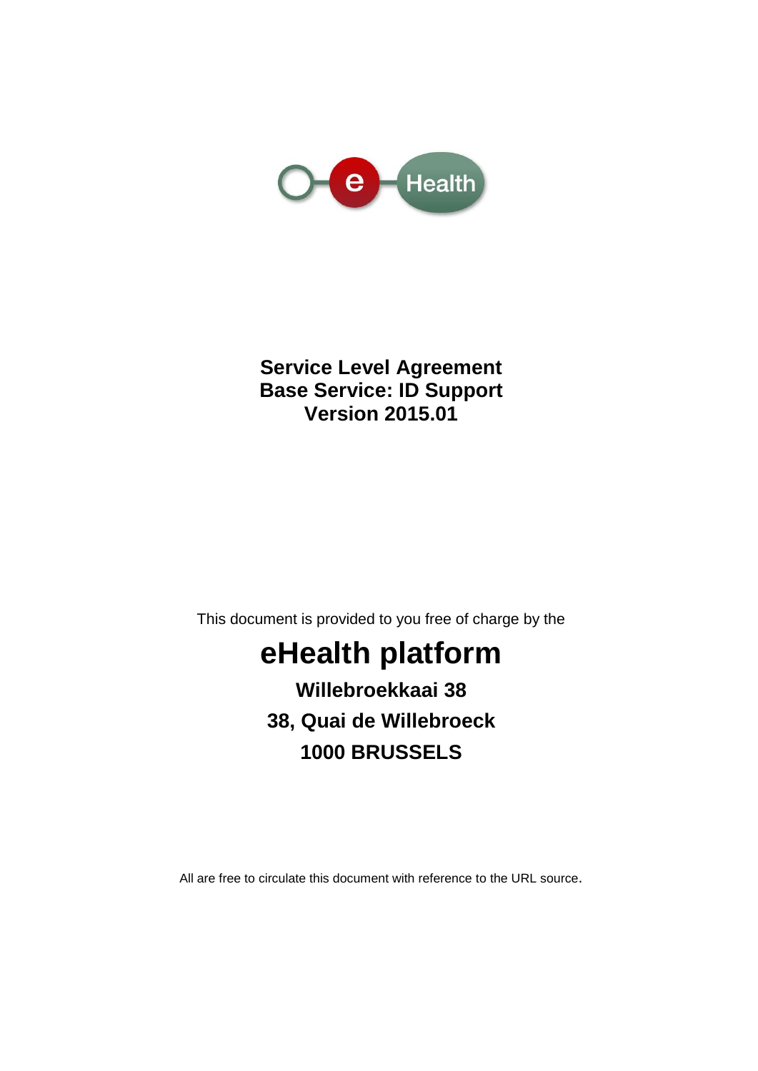# Service Level Agreement
# Base Service: ID Support
# Version 2015.01

This document is provided to you free of charge by the

# eHealth platform

**Willebroekkaai 38**

**38, Quai de Willebroeck**

**1000 BRUSSELS**

All are free to circulate this document with reference to the URL source.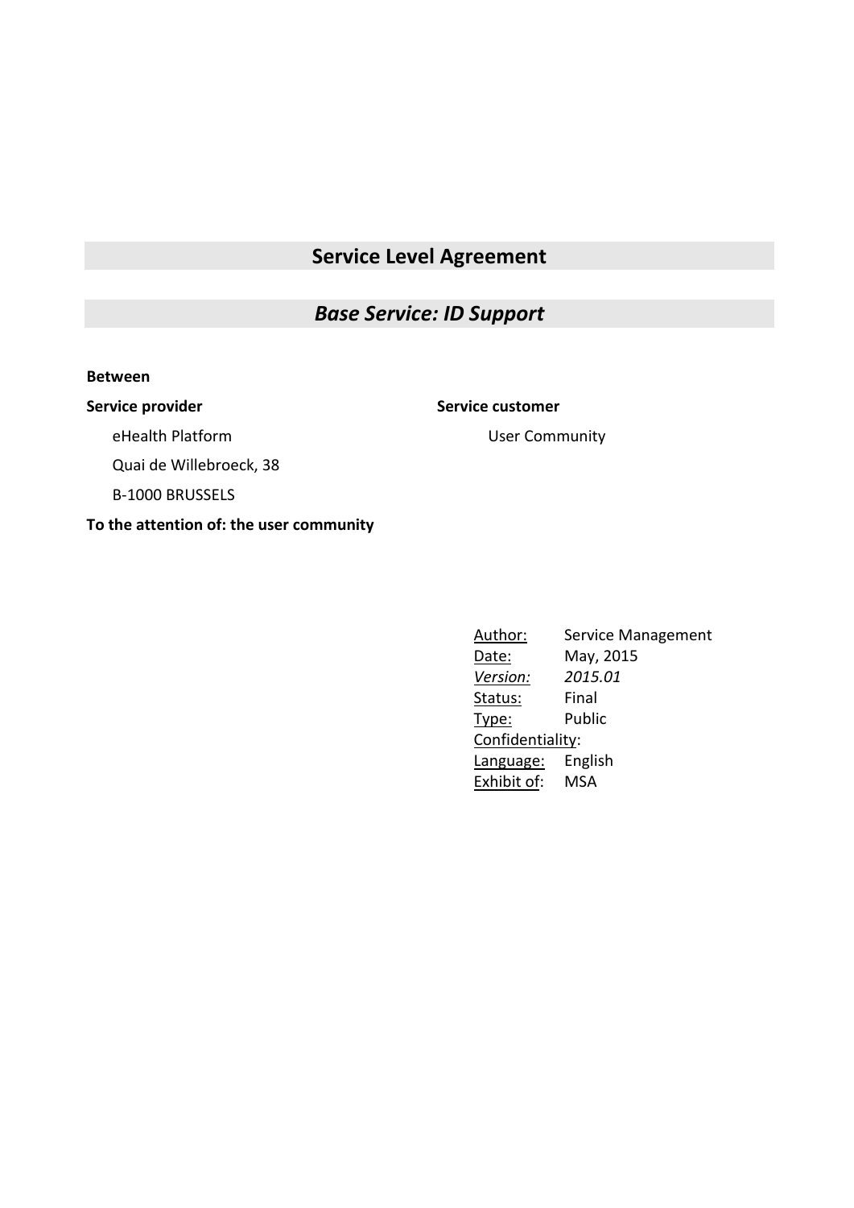# Service Level Agreement

## *Base Service: ID Support*

**Between**

**Service provider**

eHealth Platform

Quai de Willebroeck, 38

B-1000 BRUSSELS

**Service customer**

User Community

**To the attention of: the user community**

| | |
|---|---|
| Author: | Service Management |
| Date: | May, 2015 |
| *Version:* | *2015.01* |
| Status: | Final |
| Type: | Public |
| Confidentiality: | |
| Language: | English |
| Exhibit of: | MSA |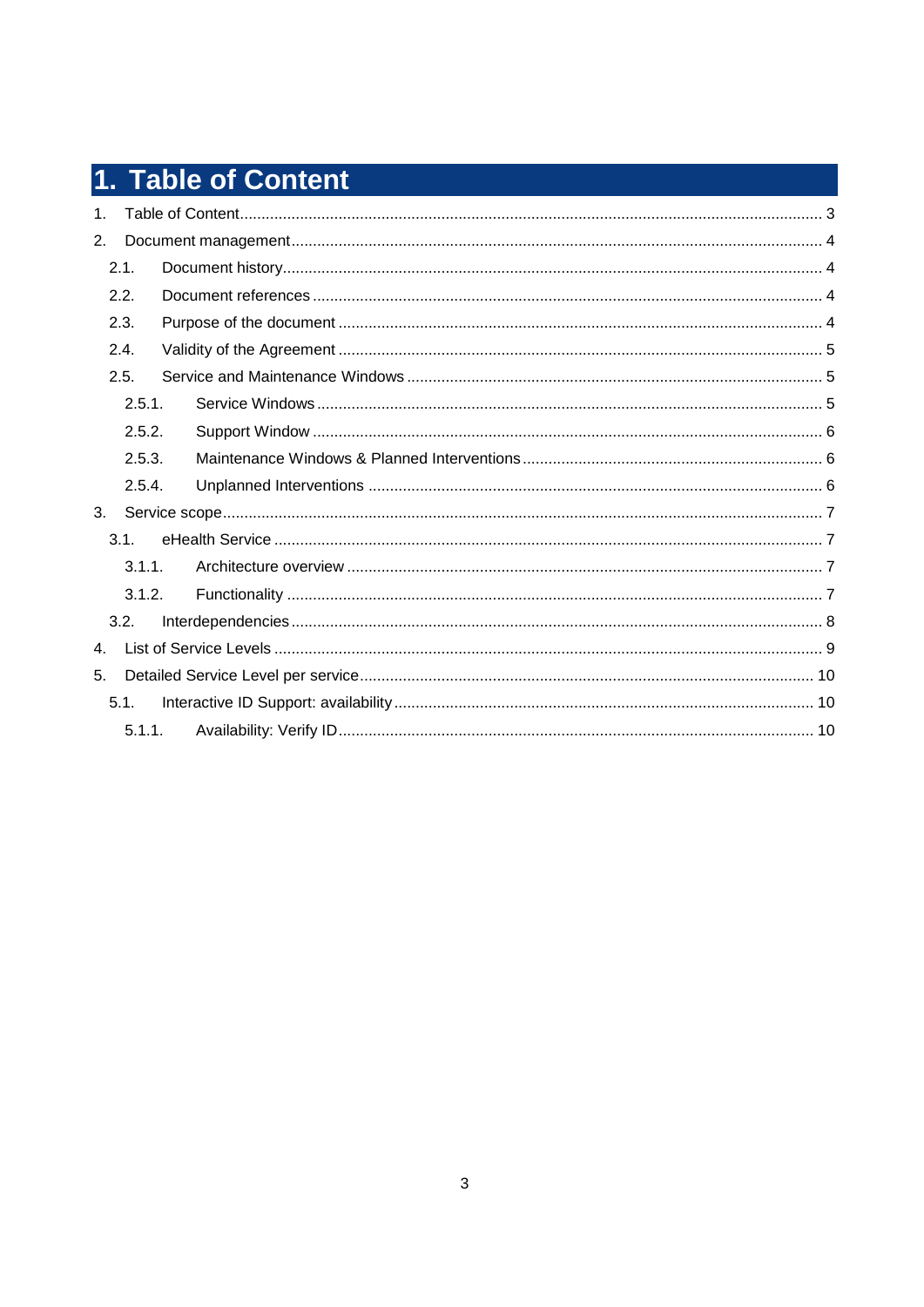# 1. Table of Content

1. Table of Content ........ 3
2. Document management ........ 4
   - 2.1. Document history ........ 4
   - 2.2. Document references ........ 4
   - 2.3. Purpose of the document ........ 4
   - 2.4. Validity of the Agreement ........ 5
   - 2.5. Service and Maintenance Windows ........ 5
     - 2.5.1. Service Windows ........ 5
     - 2.5.2. Support Window ........ 6
     - 2.5.3. Maintenance Windows & Planned Interventions ........ 6
     - 2.5.4. Unplanned Interventions ........ 6
3. Service scope ........ 7
   - 3.1. eHealth Service ........ 7
     - 3.1.1. Architecture overview ........ 7
     - 3.1.2. Functionality ........ 7
   - 3.2. Interdependencies ........ 8
4. List of Service Levels ........ 9
5. Detailed Service Level per service ........ 10
   - 5.1. Interactive ID Support: availability ........ 10
     - 5.1.1. Availability: Verify ID ........ 10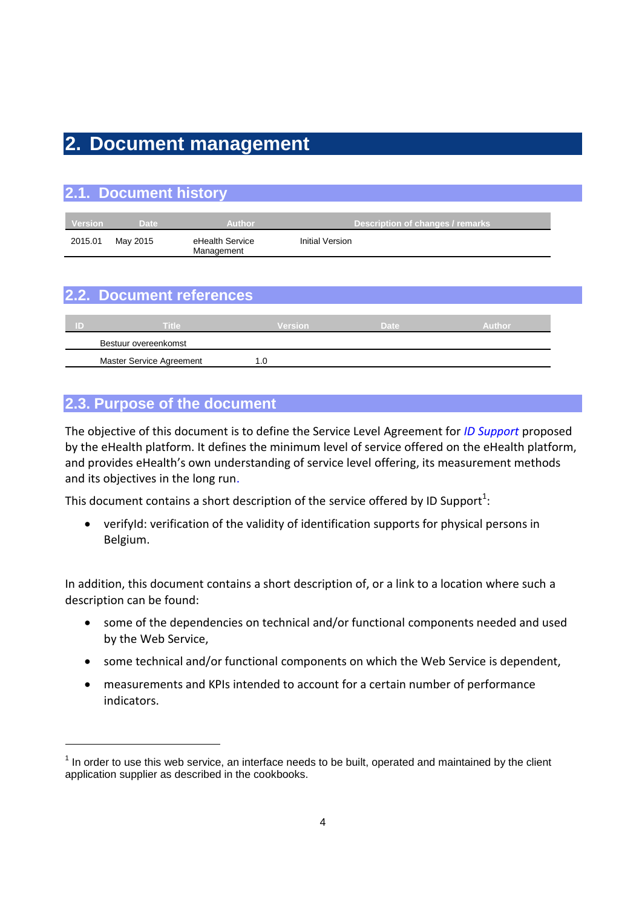# 2. Document management

## 2.1. Document history

| Version | Date | Author | Description of changes / remarks |
|---|---|---|---|
| 2015.01 | May 2015 | eHealth Service Management | Initial Version |

## 2.2. Document references

| ID | Title | Version | Date | Author |
|---|---|---|---|---|
| | Bestuur overeenkomst | | | |
| | Master Service Agreement | 1.0 | | |

## 2.3. Purpose of the document

The objective of this document is to define the Service Level Agreement for *ID Support* proposed by the eHealth platform. It defines the minimum level of service offered on the eHealth platform, and provides eHealth's own understanding of service level offering, its measurement methods and its objectives in the long run.

This document contains a short description of the service offered by ID Support[1]:

- verifyId: verification of the validity of identification supports for physical persons in Belgium.

In addition, this document contains a short description of, or a link to a location where such a description can be found:

- some of the dependencies on technical and/or functional components needed and used by the Web Service,
- some technical and/or functional components on which the Web Service is dependent,
- measurements and KPIs intended to account for a certain number of performance indicators.

---

[1] In order to use this web service, an interface needs to be built, operated and maintained by the client application supplier as described in the cookbooks.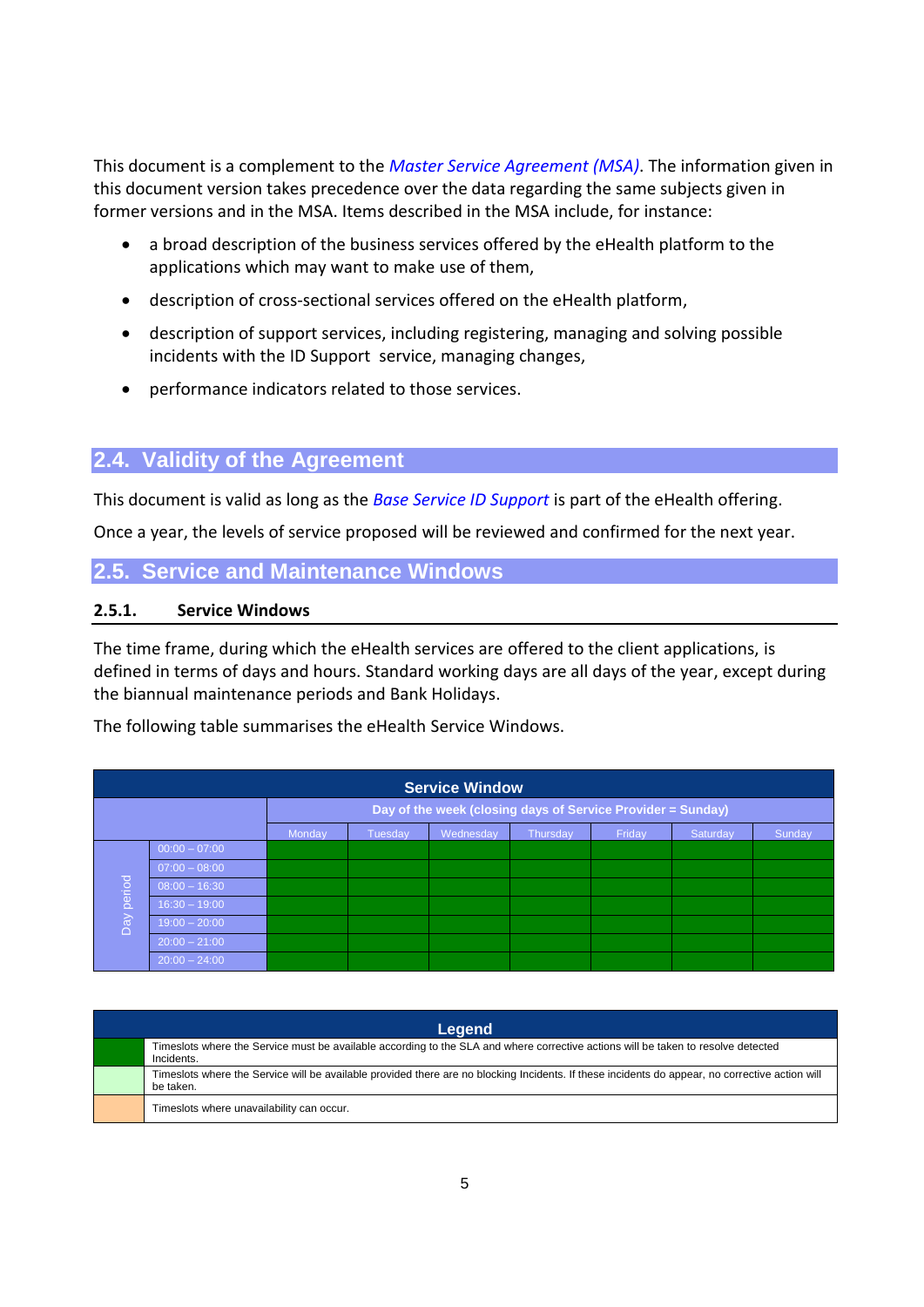This document is a complement to the *Master Service Agreement (MSA)*. The information given in this document version takes precedence over the data regarding the same subjects given in former versions and in the MSA. Items described in the MSA include, for instance:

- a broad description of the business services offered by the eHealth platform to the applications which may want to make use of them,
- description of cross-sectional services offered on the eHealth platform,
- description of support services, including registering, managing and solving possible incidents with the ID Support service, managing changes,
- performance indicators related to those services.

## 2.4. Validity of the Agreement

This document is valid as long as the *Base Service ID Support* is part of the eHealth offering.

Once a year, the levels of service proposed will be reviewed and confirmed for the next year.

## 2.5. Service and Maintenance Windows

### 2.5.1. Service Windows

The time frame, during which the eHealth services are offered to the client applications, is defined in terms of days and hours. Standard working days are all days of the year, except during the biannual maintenance periods and Bank Holidays.

The following table summarises the eHealth Service Windows.

| Service Window | | | | | | | | |
|---|---|---|---|---|---|---|---|---|
| | | Day of the week (closing days of Service Provider = Sunday) | | | | | | |
| | | Monday | Tuesday | Wednesday | Thursday | Friday | Saturday | Sunday |
| Day period | 00:00 – 07:00 | | | | | | | |
| | 07:00 – 08:00 | | | | | | | |
| | 08:00 – 16:30 | | | | | | | |
| | 16:30 – 19:00 | | | | | | | |
| | 19:00 – 20:00 | | | | | | | |
| | 20:00 – 21:00 | | | | | | | |
| | 20:00 – 24:00 | | | | | | | |

| Legend | |
|---|---|
| | Timeslots where the Service must be available according to the SLA and where corrective actions will be taken to resolve detected Incidents. |
| | Timeslots where the Service will be available provided there are no blocking Incidents. If these incidents do appear, no corrective action will be taken. |
| | Timeslots where unavailability can occur. |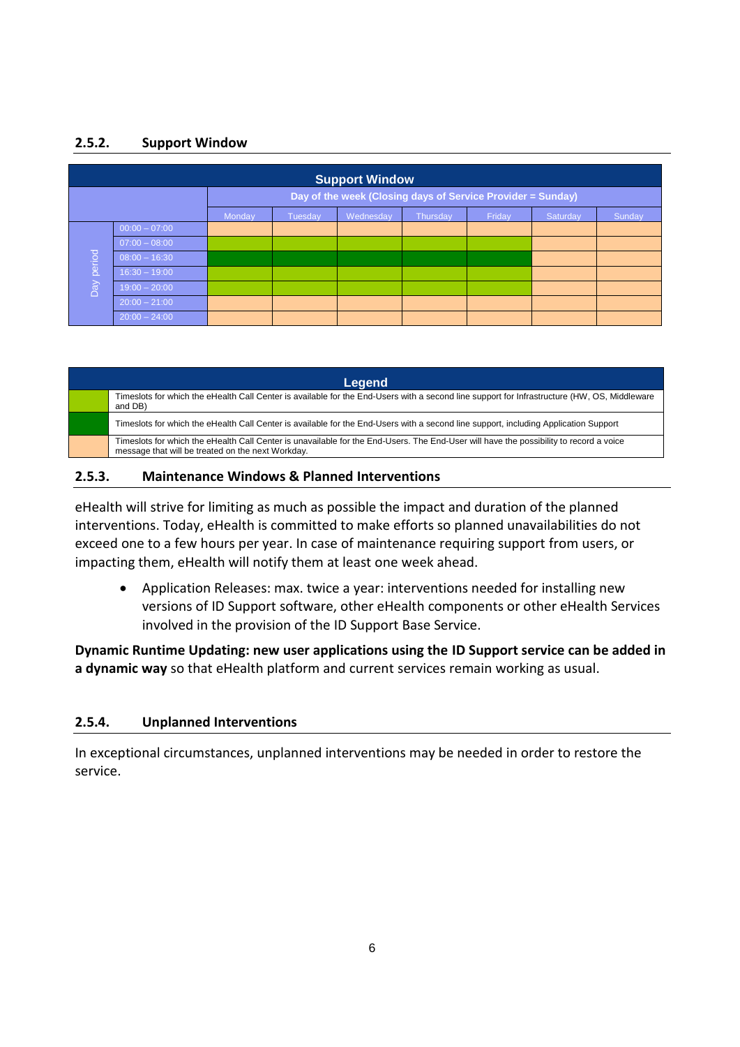### 2.5.2. Support Window

| Support Window | | | | | | | | |
|---|---|---|---|---|---|---|---|---|
| | | Day of the week (Closing days of Service Provider = Sunday) | | | | | | |
| | | Monday | Tuesday | Wednesday | Thursday | Friday | Saturday | Sunday |
| Day period | 00:00 – 07:00 | Orange | Orange | Orange | Orange | Orange | Orange | Orange |
| | 07:00 – 08:00 | Light green | Light green | Light green | Light green | Light green | Orange | Orange |
| | 08:00 – 16:30 | Dark green | Dark green | Dark green | Dark green | Dark green | Orange | Orange |
| | 16:30 – 19:00 | Light green | Light green | Light green | Light green | Light green | Orange | Orange |
| | 19:00 – 20:00 | Light green | Light green | Light green | Light green | Light green | Orange | Orange |
| | 20:00 – 21:00 | Orange | Orange | Orange | Orange | Orange | Orange | Orange |
| | 20:00 – 24:00 | Orange | Orange | Orange | Orange | Orange | Orange | Orange |

| Legend | |
|---|---|
| Light green | Timeslots for which the eHealth Call Center is available for the End-Users with a second line support for Infrastructure (HW, OS, Middleware and DB) |
| Dark green | Timeslots for which the eHealth Call Center is available for the End-Users with a second line support, including Application Support |
| Orange | Timeslots for which the eHealth Call Center is unavailable for the End-Users. The End-User will have the possibility to record a voice message that will be treated on the next Workday. |

### 2.5.3. Maintenance Windows & Planned Interventions

eHealth will strive for limiting as much as possible the impact and duration of the planned interventions. Today, eHealth is committed to make efforts so planned unavailabilities do not exceed one to a few hours per year. In case of maintenance requiring support from users, or impacting them, eHealth will notify them at least one week ahead.

- Application Releases: max. twice a year: interventions needed for installing new versions of ID Support software, other eHealth components or other eHealth Services involved in the provision of the ID Support Base Service.

**Dynamic Runtime Updating: new user applications using the ID Support service can be added in a dynamic way** so that eHealth platform and current services remain working as usual.

### 2.5.4. Unplanned Interventions

In exceptional circumstances, unplanned interventions may be needed in order to restore the service.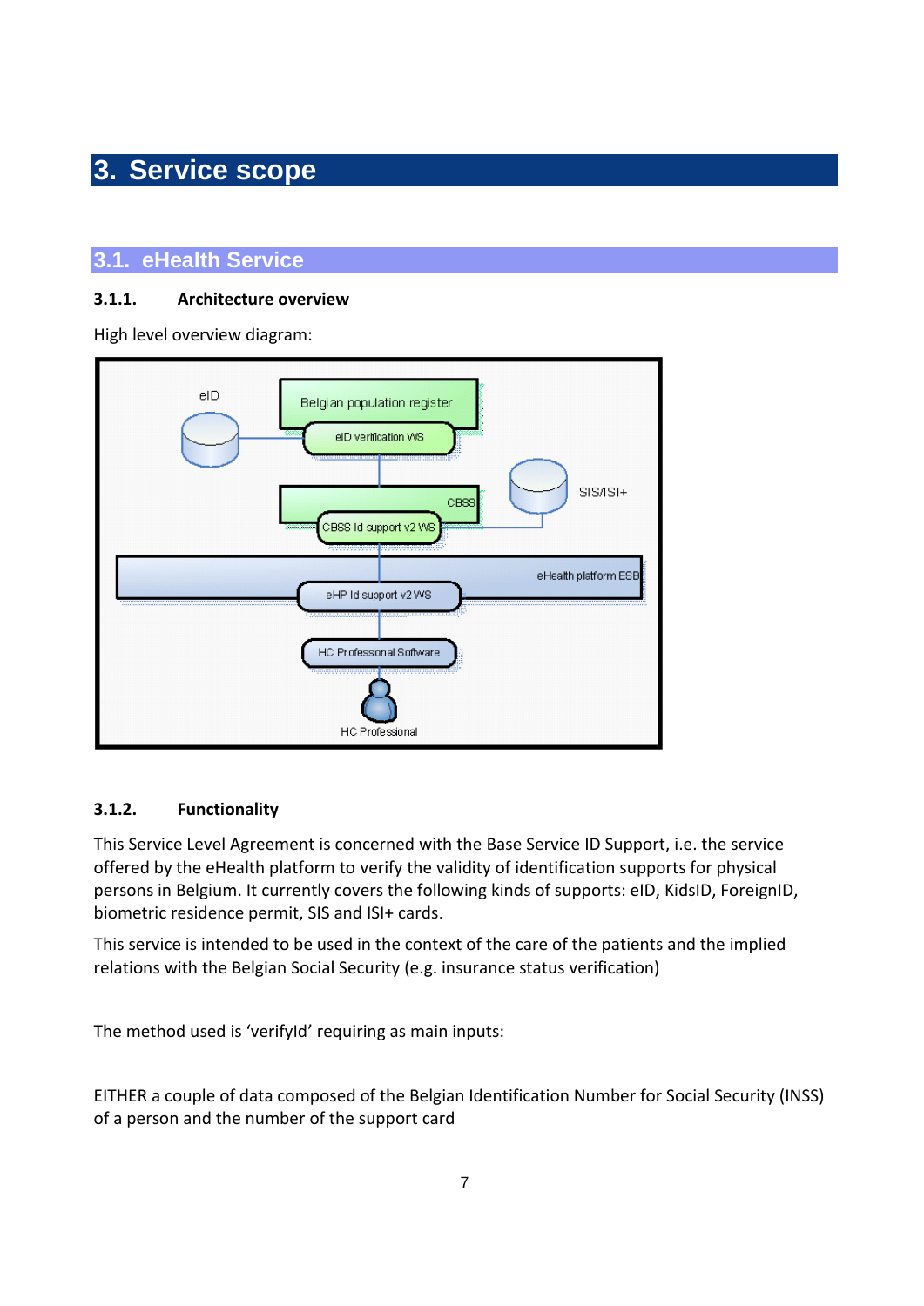# 3. Service scope

## 3.1. eHealth Service

### 3.1.1. Architecture overview

High level overview diagram:

### 3.1.2. Functionality

This Service Level Agreement is concerned with the Base Service ID Support, i.e. the service offered by the eHealth platform to verify the validity of identification supports for physical persons in Belgium. It currently covers the following kinds of supports: eID, KidsID, ForeignID, biometric residence permit, SIS and ISI+ cards.

This service is intended to be used in the context of the care of the patients and the implied relations with the Belgian Social Security (e.g. insurance status verification)

The method used is 'verifyId' requiring as main inputs:

EITHER a couple of data composed of the Belgian Identification Number for Social Security (INSS) of a person and the number of the support card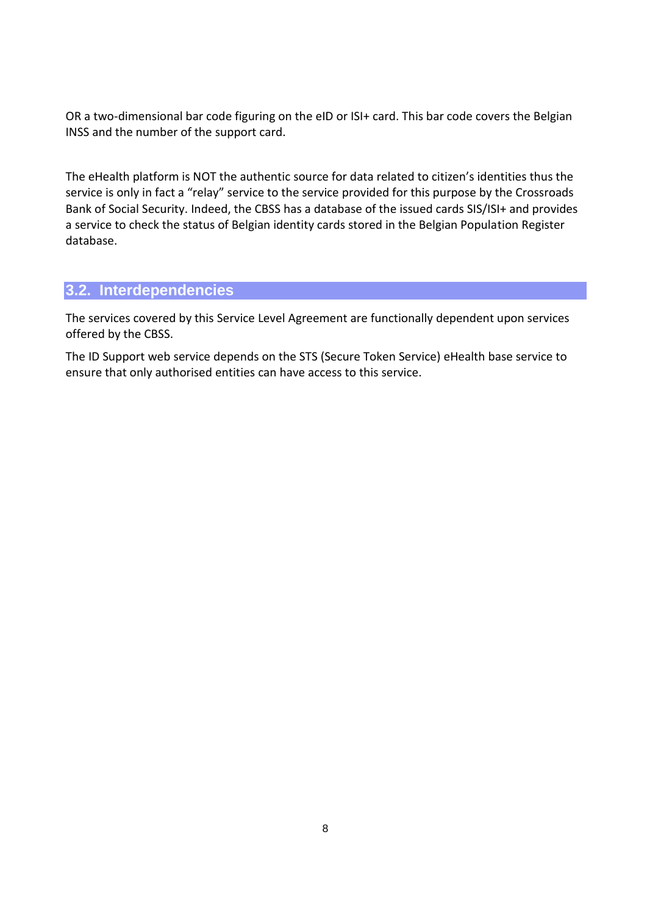OR a two-dimensional bar code figuring on the eID or ISI+ card. This bar code covers the Belgian INSS and the number of the support card.

The eHealth platform is NOT the authentic source for data related to citizen's identities thus the service is only in fact a "relay" service to the service provided for this purpose by the Crossroads Bank of Social Security. Indeed, the CBSS has a database of the issued cards SIS/ISI+ and provides a service to check the status of Belgian identity cards stored in the Belgian Population Register database.

## 3.2. Interdependencies

The services covered by this Service Level Agreement are functionally dependent upon services offered by the CBSS.

The ID Support web service depends on the STS (Secure Token Service) eHealth base service to ensure that only authorised entities can have access to this service.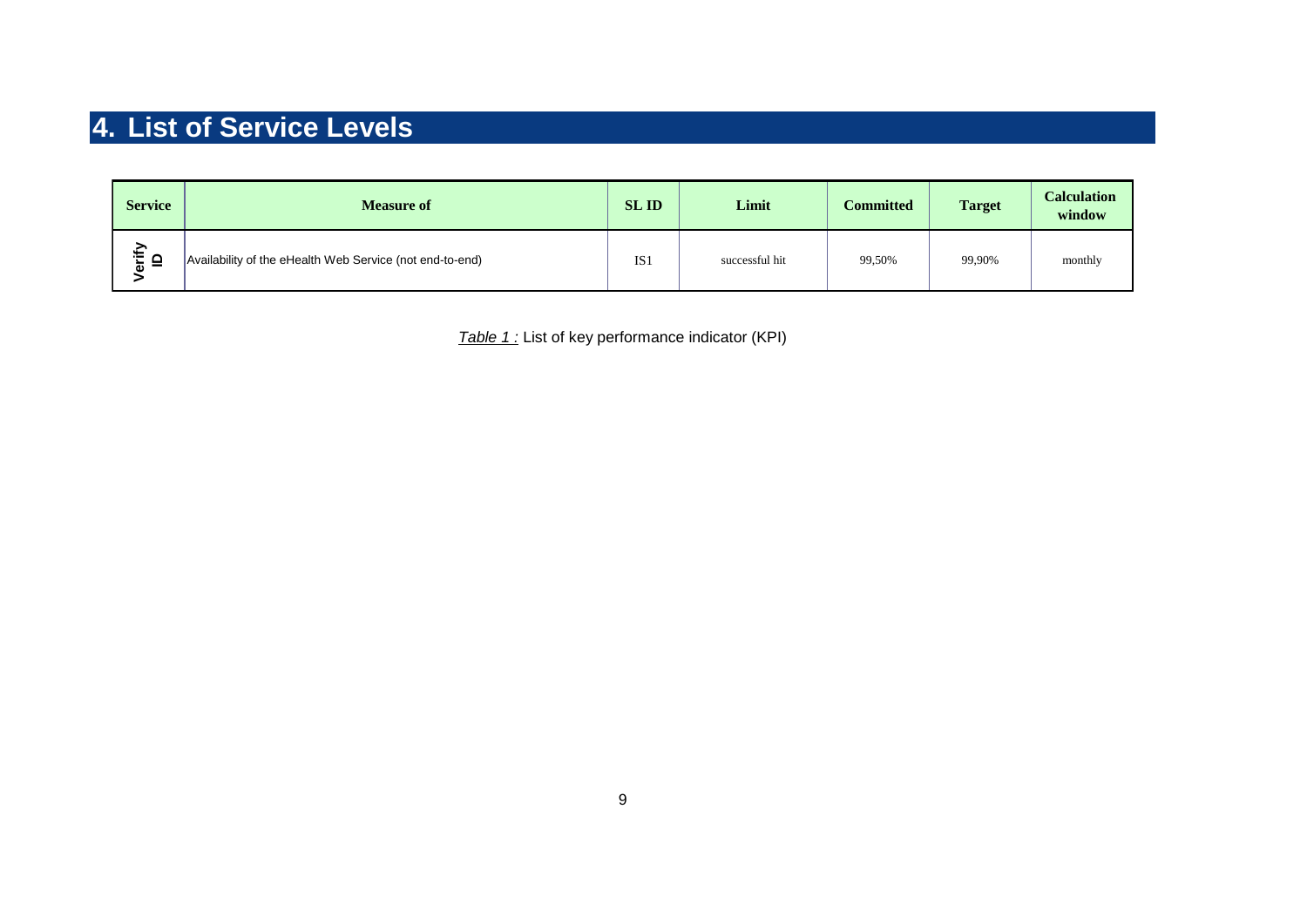# 4. List of Service Levels

| Service | Measure of | SL ID | Limit | Committed | Target | Calculation window |
|---|---|---|---|---|---|---|
| Verify ID | Availability of the eHealth Web Service (not end-to-end) | IS1 | successful hit | 99,50% | 99,90% | monthly |

*Table 1 :* List of key performance indicator (KPI)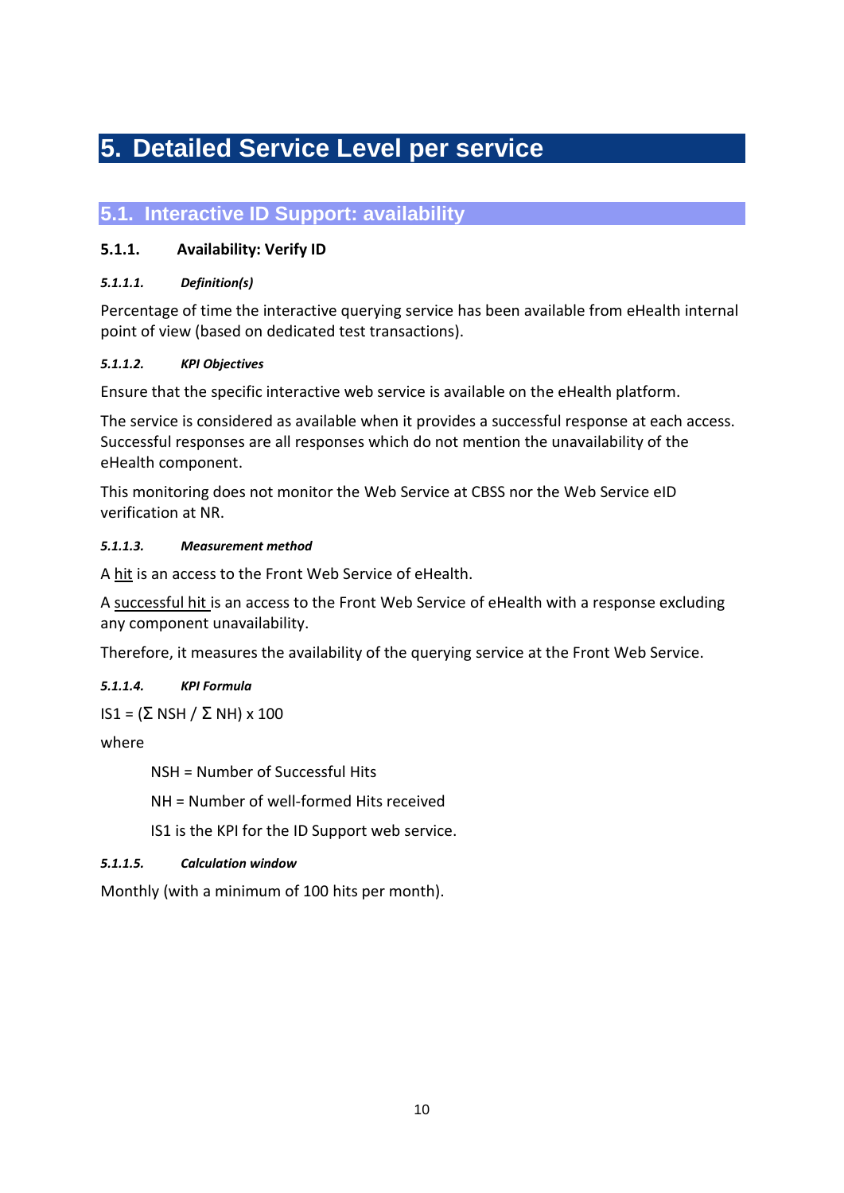# 5. Detailed Service Level per service

## 5.1. Interactive ID Support: availability

### 5.1.1. Availability: Verify ID

#### *5.1.1.1. Definition(s)*

Percentage of time the interactive querying service has been available from eHealth internal point of view (based on dedicated test transactions).

#### *5.1.1.2. KPI Objectives*

Ensure that the specific interactive web service is available on the eHealth platform.

The service is considered as available when it provides a successful response at each access. Successful responses are all responses which do not mention the unavailability of the eHealth component.

This monitoring does not monitor the Web Service at CBSS nor the Web Service eID verification at NR.

#### *5.1.1.3. Measurement method*

A hit is an access to the Front Web Service of eHealth.

A successful hit is an access to the Front Web Service of eHealth with a response excluding any component unavailability.

Therefore, it measures the availability of the querying service at the Front Web Service.

#### *5.1.1.4. KPI Formula*

$IS1 = (\Sigma \text{ NSH} / \Sigma \text{ NH}) \times 100$

where

NSH = Number of Successful Hits

NH = Number of well-formed Hits received

IS1 is the KPI for the ID Support web service.

#### *5.1.1.5. Calculation window*

Monthly (with a minimum of 100 hits per month).